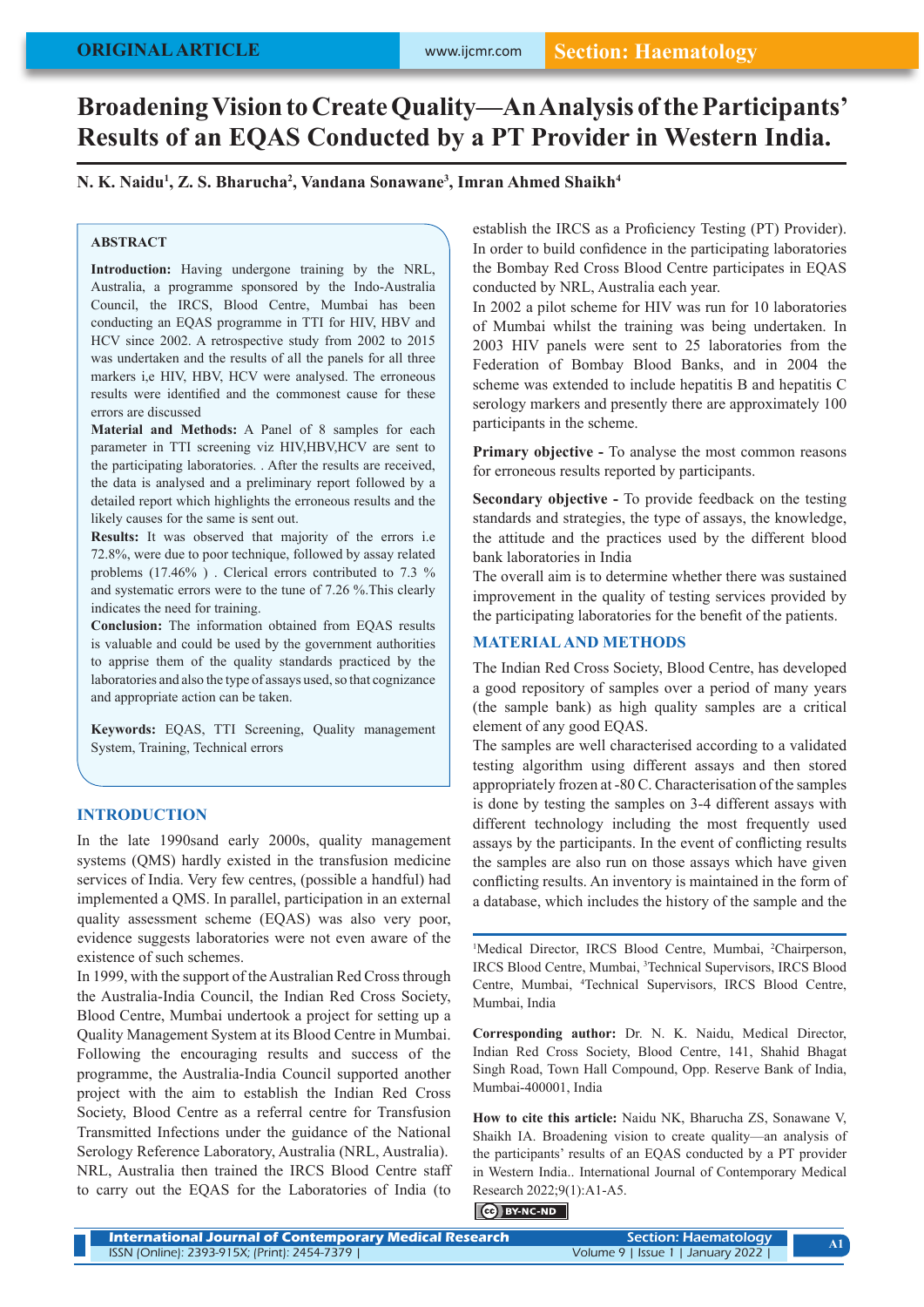ORIGINAL ARTICLE

Section: Haematology

# Broadening Vision to Create Quality—An Analysis of the Participants' Results of an EQAS Conducted by a PT Provider in Western India.

**N. K. Naidu[1], Z. S. Bharucha[2], Vandana Sonawane[3], Imran Ahmed Shaikh[4]**

## ABSTRACT

**Introduction:** Having undergone training by the NRL, Australia, a programme sponsored by the Indo-Australia Council, the IRCS, Blood Centre, Mumbai has been conducting an EQAS programme in TTI for HIV, HBV and HCV since 2002. A retrospective study from 2002 to 2015 was undertaken and the results of all the panels for all three markers i,e HIV, HBV, HCV were analysed. The erroneous results were identified and the commonest cause for these errors are discussed

**Material and Methods:** A Panel of 8 samples for each parameter in TTI screening viz HIV,HBV,HCV are sent to the participating laboratories. . After the results are received, the data is analysed and a preliminary report followed by a detailed report which highlights the erroneous results and the likely causes for the same is sent out.

**Results:** It was observed that majority of the errors i.e 72.8%, were due to poor technique, followed by assay related problems (17.46% ) . Clerical errors contributed to 7.3 % and systematic errors were to the tune of 7.26 %.This clearly indicates the need for training.

**Conclusion:** The information obtained from EQAS results is valuable and could be used by the government authorities to apprise them of the quality standards practiced by the laboratories and also the type of assays used, so that cognizance and appropriate action can be taken.

**Keywords:** EQAS, TTI Screening, Quality management System, Training, Technical errors

## INTRODUCTION

In the late 1990sand early 2000s, quality management systems (QMS) hardly existed in the transfusion medicine services of India. Very few centres, (possible a handful) had implemented a QMS. In parallel, participation in an external quality assessment scheme (EQAS) was also very poor, evidence suggests laboratories were not even aware of the existence of such schemes.

In 1999, with the support of the Australian Red Cross through the Australia-India Council, the Indian Red Cross Society, Blood Centre, Mumbai undertook a project for setting up a Quality Management System at its Blood Centre in Mumbai. Following the encouraging results and success of the programme, the Australia-India Council supported another project with the aim to establish the Indian Red Cross Society, Blood Centre as a referral centre for Transfusion Transmitted Infections under the guidance of the National Serology Reference Laboratory, Australia (NRL, Australia). NRL, Australia then trained the IRCS Blood Centre staff to carry out the EQAS for the Laboratories of India (to establish the IRCS as a Proficiency Testing (PT) Provider). In order to build confidence in the participating laboratories the Bombay Red Cross Blood Centre participates in EQAS conducted by NRL, Australia each year.

In 2002 a pilot scheme for HIV was run for 10 laboratories of Mumbai whilst the training was being undertaken. In 2003 HIV panels were sent to 25 laboratories from the Federation of Bombay Blood Banks, and in 2004 the scheme was extended to include hepatitis B and hepatitis C serology markers and presently there are approximately 100 participants in the scheme.

**Primary objective -** To analyse the most common reasons for erroneous results reported by participants.

**Secondary objective -** To provide feedback on the testing standards and standards, the type of assays, the knowledge, the attitude and the practices used by the different blood bank laboratories in India

The overall aim is to determine whether there was sustained improvement in the quality of testing services provided by the participating laboratories for the benefit of the patients.

## MATERIAL AND METHODS

The Indian Red Cross Society, Blood Centre, has developed a good repository of samples over a period of many years (the sample bank) as high quality samples are a critical element of any good EQAS.

The samples are well characterised according to a validated testing algorithm using different assays and then stored appropriately frozen at -80 C. Characterisation of the samples is done by testing the samples on 3-4 different assays with different technology including the most frequently used assays by the participants. In the event of conflicting results the samples are also run on those assays which have given conflicting results. An inventory is maintained in the form of a database, which includes the history of the sample and the

[1]Medical Director, IRCS Blood Centre, Mumbai, [2]Chairperson, IRCS Blood Centre, Mumbai, [3]Technical Supervisors, IRCS Blood Centre, Mumbai, [4]Technical Supervisors, IRCS Blood Centre, Mumbai, India

**Corresponding author:** Dr. N. K. Naidu, Medical Director, Indian Red Cross Society, Blood Centre, 141, Shahid Bhagat Singh Road, Town Hall Compound, Opp. Reserve Bank of India, Mumbai-400001, India

**How to cite this article:** Naidu NK, Bharucha ZS, Sonawane V, Shaikh IA. Broadening vision to create quality—an analysis of the participants' results of an EQAS conducted by a PT provider in Western India.. International Journal of Contemporary Medical Research 2022;9(1):A1-A5.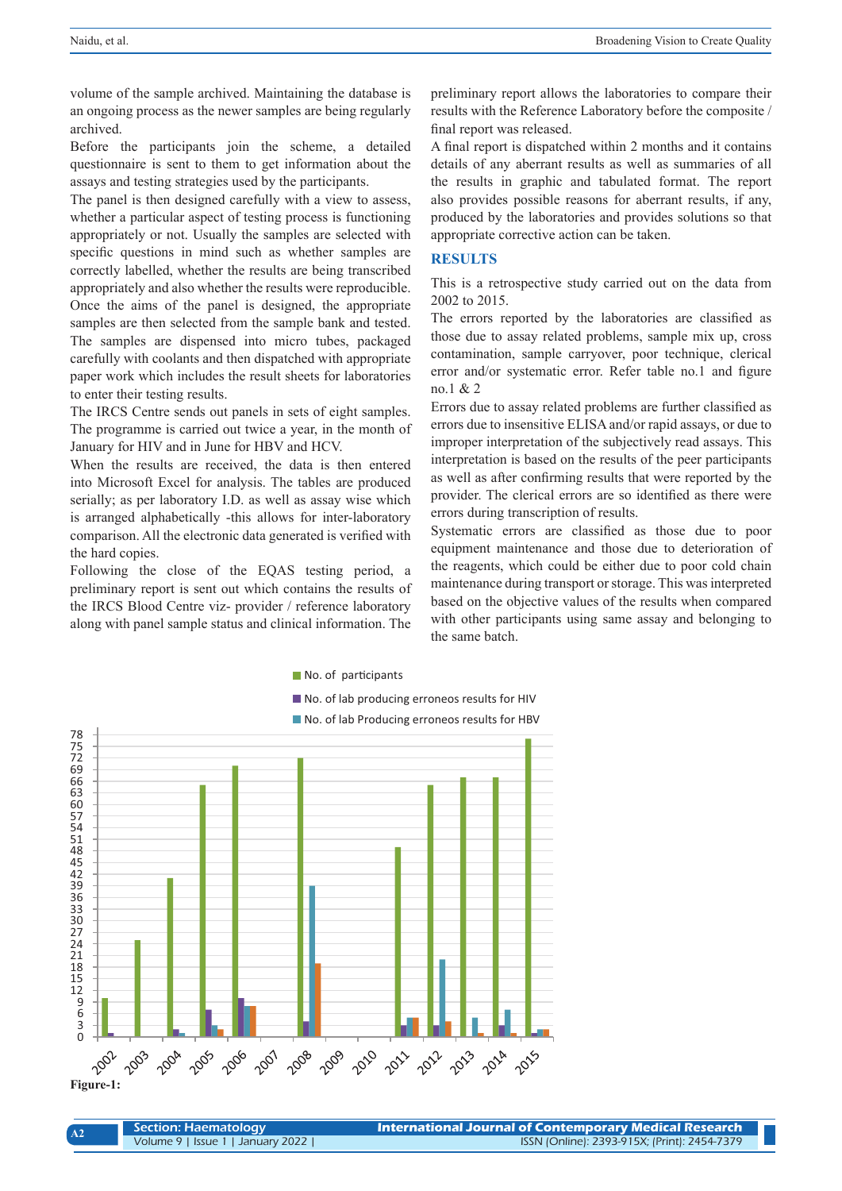volume of the sample archived. Maintaining the database is an ongoing process as the newer samples are being regularly archived.

Before the participants join the scheme, a detailed questionnaire is sent to them to get information about the assays and testing strategies used by the participants.

The panel is then designed carefully with a view to assess, whether a particular aspect of testing process is functioning appropriately or not. Usually the samples are selected with specific questions in mind such as whether samples are correctly labelled, whether the results are being transcribed appropriately and also whether the results were reproducible. Once the aims of the panel is designed, the appropriate samples are then selected from the sample bank and tested. The samples are dispensed into micro tubes, packaged carefully with coolants and then dispatched with appropriate paper work which includes the result sheets for laboratories to enter their testing results.

The IRCS Centre sends out panels in sets of eight samples. The programme is carried out twice a year, in the month of January for HIV and in June for HBV and HCV.

When the results are received, the data is then entered into Microsoft Excel for analysis. The tables are produced serially; as per laboratory I.D. as well as assay wise which is arranged alphabetically -this allows for inter-laboratory comparison. All the electronic data generated is verified with the hard copies.

Following the close of the EQAS testing period, a preliminary report is sent out which contains the results of the IRCS Blood Centre viz- provider / reference laboratory along with panel sample status and clinical information. The preliminary report allows the laboratories to compare their results with the Reference Laboratory before the composite / final report was released.

A final report is dispatched within 2 months and it contains details of any aberrant results as well as summaries of all the results in graphic and tabulated format. The report also provides possible reasons for aberrant results, if any, produced by the laboratories and provides solutions so that appropriate corrective action can be taken.

## RESULTS

This is a retrospective study carried out on the data from 2002 to 2015.

The errors reported by the laboratories are classified as those due to assay related problems, sample mix up, cross contamination, sample carryover, poor technique, clerical error and/or systematic error. Refer table no.1 and figure no.1 & 2

Errors due to assay related problems are further classified as errors due to insensitive ELISA and/or rapid assays, or due to improper interpretation of the subjectively read assays. This interpretation is based on the results of the peer participants as well as after confirming results that were reported by the provider. The clerical errors are so identified as there were errors during transcription of results.

Systematic errors are classified as those due to poor equipment maintenance and those due to deterioration of the reagents, which could be either due to poor cold chain maintenance during transport or storage. This was interpreted based on the objective values of the results when compared with other participants using same assay and belonging to the same batch.

**Figure-1:**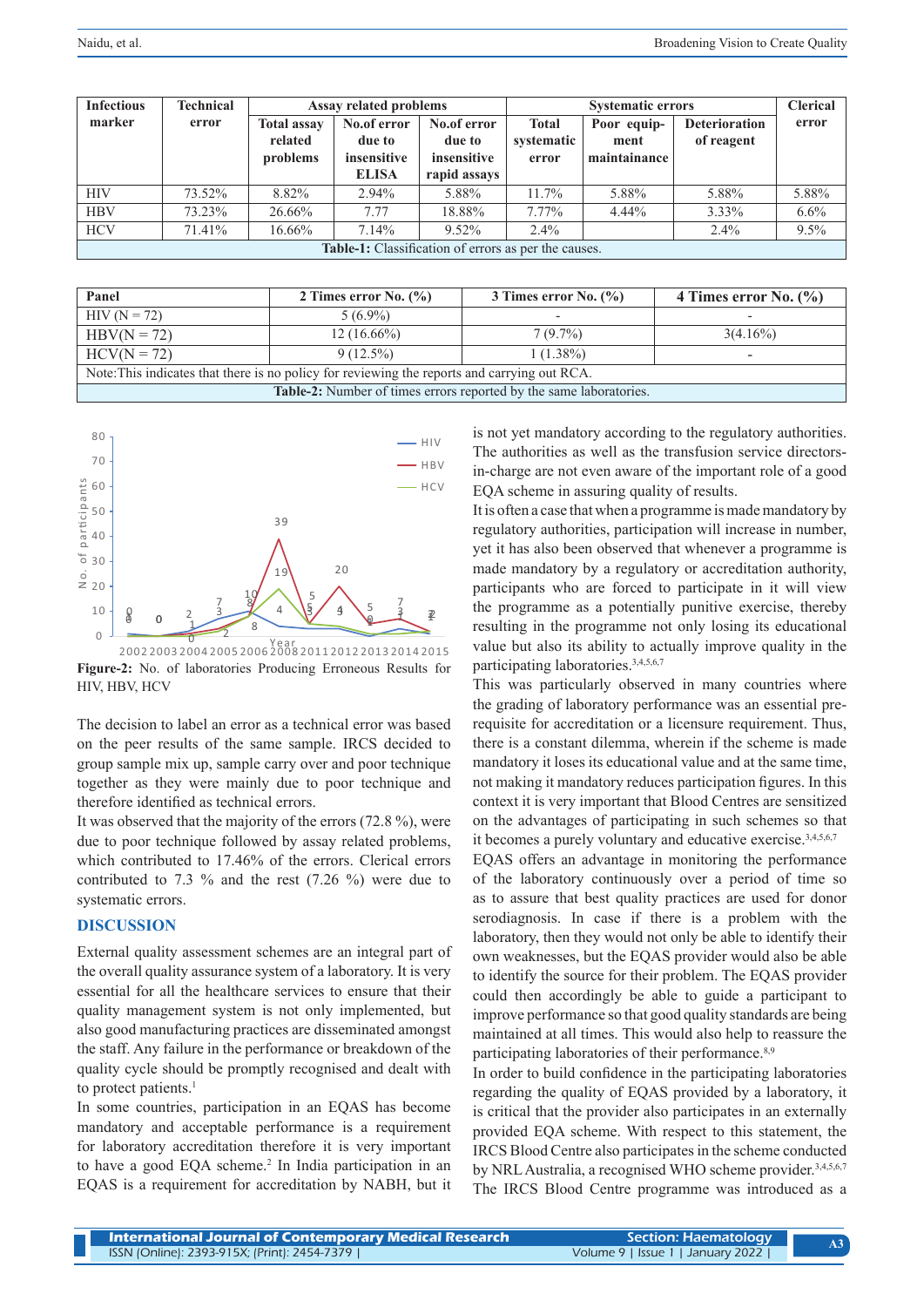| Infectious marker | Technical error | Assay related problems | | | Systematic errors | | | Clerical error |
|---|---|---|---|---|---|---|---|---|
| | | Total assay related problems | No.of error due to insensitive ELISA | No.of error due to insensitive rapid assays | Total systematic error | Poor equipment maintainance | Deterioration of reagent | |
| HIV | 73.52% | 8.82% | 2.94% | 5.88% | 11.7% | 5.88% | 5.88% | 5.88% |
| HBV | 73.23% | 26.66% | 7.77 | 18.88% | 7.77% | 4.44% | 3.33% | 6.6% |
| HCV | 71.41% | 16.66% | 7.14% | 9.52% | 2.4% | | 2.4% | 9.5% |

**Table-1:** Classification of errors as per the causes.

| Panel | 2 Times error No. (%) | 3 Times error No. (%) | 4 Times error No. (%) |
|---|---|---|---|
| HIV (N = 72) | 5 (6.9%) | - | - |
| HBV(N = 72) | 12 (16.66%) | 7 (9.7%) | 3(4.16%) |
| HCV(N = 72) | 9 (12.5%) | 1 (1.38%) | - |

Note:This indicates that there is no policy for reviewing the reports and carrying out RCA.

**Table-2:** Number of times errors reported by the same laboratories.

**Figure-2:** No. of laboratories Producing Erroneous Results for HIV, HBV, HCV

The decision to label an error as a technical error was based on the peer results of the same sample. IRCS decided to group sample mix up, sample carry over and poor technique together as they were mainly due to poor technique and therefore identified as technical errors.

It was observed that the majority of the errors (72.8 %), were due to poor technique followed by assay related problems, which contributed to 17.46% of the errors. Clerical errors contributed to 7.3 % and the rest (7.26 %) were due to systematic errors.

## DISCUSSION

External quality assessment schemes are an integral part of the overall quality assurance system of a laboratory. It is very essential for all the healthcare services to ensure that their quality management system is not only implemented, but also good manufacturing practices are disseminated amongst the staff. Any failure in the performance or breakdown of the quality cycle should be promptly recognised and dealt with to protect patients.[1]

In some countries, participation in an EQAS has become mandatory and acceptable performance is a requirement for laboratory accreditation therefore it is very important to have a good EQA scheme.[2] In India participation in an EQAS is a requirement for accreditation by NABH, but it is not yet mandatory according to the regulatory authorities. The authorities as well as the transfusion service directors-in-charge are not even aware of the important role of a good EQA scheme in assuring quality of results.

It is often a case that when a programme is made mandatory by regulatory authorities, participation will increase in number, yet it has also been observed that whenever a programme is made mandatory by a regulatory or accreditation authority, participants who are forced to participate in it will view the programme as a potentially punitive exercise, thereby resulting in the programme not only losing its educational value but also its ability to actually improve quality in the participating laboratories.[3,4,5,6,7]

This was particularly observed in many countries where the grading of laboratory performance was an essential pre-requisite for accreditation or a licensure requirement. Thus, there is a constant dilemma, wherein if the scheme is made mandatory it loses its educational value and at the same time, not making it mandatory reduces participation figures. In this context it is very important that Blood Centres are sensitized on the advantages of participating in such schemes so that it becomes a purely voluntary and educative exercise.[3,4,5,6,7]

EQAS offers an advantage in monitoring the performance of the laboratory continuously over a period of time so as to assure that best quality practices are used for donor serodiagnosis. In case if there is a problem with the laboratory, then they would not only be able to identify their own weaknesses, but the EQAS provider would also be able to identify the source for their problem. The EQAS provider could then accordingly be able to guide a participant to improve performance so that good quality standards are being maintained at all times. This would also help to reassure the participating laboratories of their performance.[8,9]

In order to build confidence in the participating laboratories regarding the quality of EQAS provided by a laboratory, it is critical that the provider also participates in an externally provided EQA scheme. With respect to this statement, the IRCS Blood Centre also participates in the scheme conducted by NRL Australia, a recognised WHO scheme provider.[3,4,5,6,7]

The IRCS Blood Centre programme was introduced as a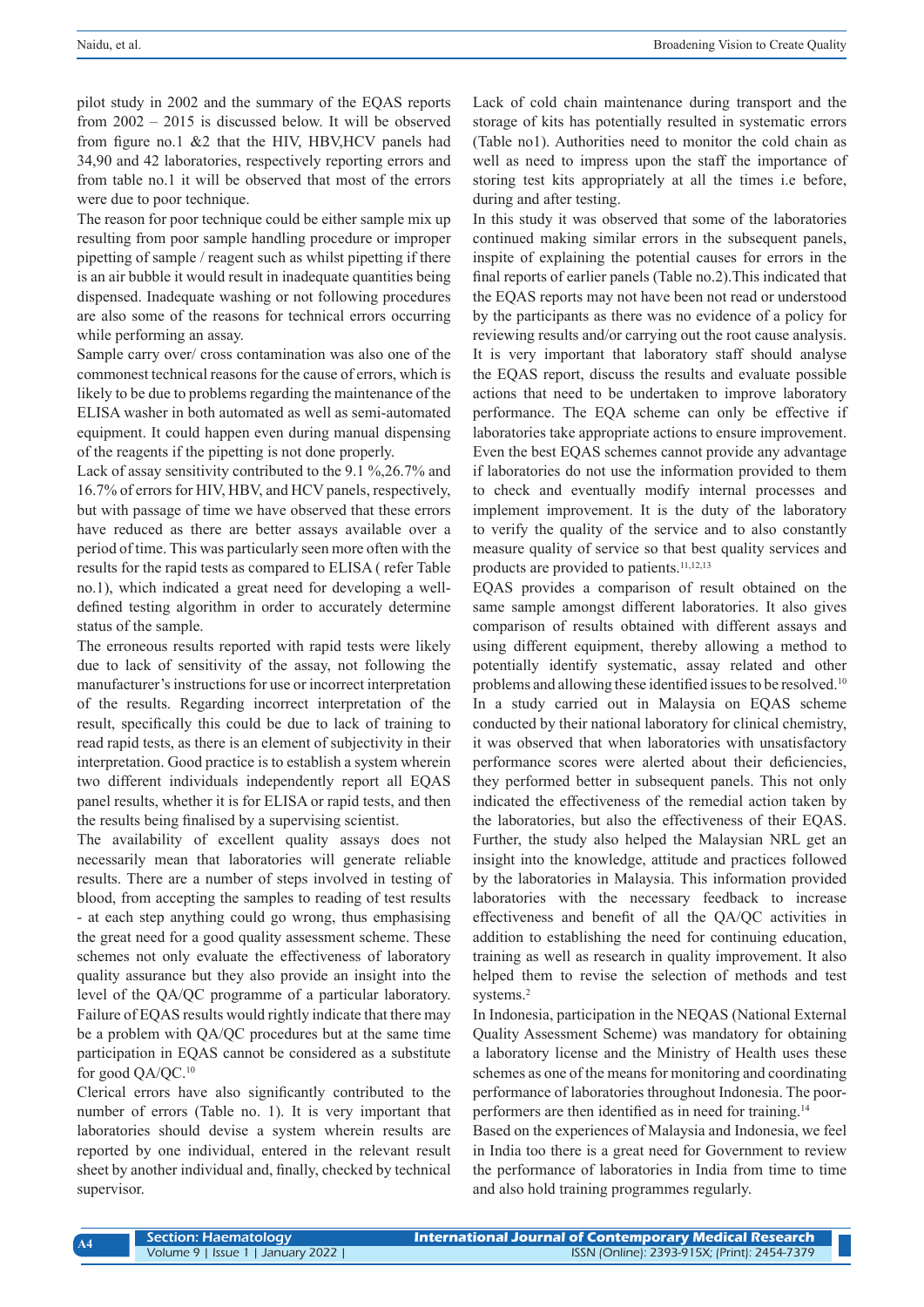pilot study in 2002 and the summary of the EQAS reports from 2002 – 2015 is discussed below. It will be observed from figure no.1 &2 that the HIV, HBV,HCV panels had 34,90 and 42 laboratories, respectively reporting errors and from table no.1 it will be observed that most of the errors were due to poor technique.

The reason for poor technique could be either sample mix up resulting from poor sample handling procedure or improper pipetting of sample / reagent such as whilst pipetting if there is an air bubble it would result in inadequate quantities being dispensed. Inadequate washing or not following procedures are also some of the reasons for technical errors occurring while performing an assay.

Sample carry over/ cross contamination was also one of the commonest technical reasons for the cause of errors, which is likely to be due to problems regarding the maintenance of the ELISA washer in both automated as well as semi-automated equipment. It could happen even during manual dispensing of the reagents if the pipetting is not done properly.

Lack of assay sensitivity contributed to the 9.1 %,26.7% and 16.7% of errors for HIV, HBV, and HCV panels, respectively, but with passage of time we have observed that these errors have reduced as there are better assays available over a period of time. This was particularly seen more often with the results for the rapid tests as compared to ELISA ( refer Table no.1), which indicated a great need for developing a well-defined testing algorithm in order to accurately determine status of the sample.

The erroneous results reported with rapid tests were likely due to lack of sensitivity of the assay, not following the manufacturer's instructions for use or incorrect interpretation of the results. Regarding incorrect interpretation of the result, specifically this could be due to lack of training to read rapid tests, as there is an element of subjectivity in their interpretation. Good practice is to establish a system wherein two different individuals independently report all EQAS panel results, whether it is for ELISA or rapid tests, and then the results being finalised by a supervising scientist.

The availability of excellent quality assays does not necessarily mean that laboratories will generate reliable results. There are a number of steps involved in testing of blood, from accepting the samples to reading of test results - at each step anything could go wrong, thus emphasising the great need for a good quality assessment scheme. These schemes not only evaluate the effectiveness of laboratory quality assurance but they also provide an insight into the level of the QA/QC programme of a particular laboratory. Failure of EQAS results would rightly indicate that there may be a problem with QA/QC procedures but at the same time participation in EQAS cannot be considered as a substitute for good QA/QC.[10]

Clerical errors have also significantly contributed to the number of errors (Table no. 1). It is very important that laboratories should devise a system wherein results are reported by one individual, entered in the relevant result sheet by another individual and, finally, checked by technical supervisor.

Lack of cold chain maintenance during transport and the storage of kits has potentially resulted in systematic errors (Table no1). Authorities need to monitor the cold chain as well as need to impress upon the staff the importance of storing test kits appropriately at all the times i.e before, during and after testing.

In this study it was observed that some of the laboratories continued making similar errors in the subsequent panels, inspite of explaining the potential causes for errors in the final reports of earlier panels (Table no.2).This indicated that the EQAS reports may not have been not read or understood by the participants as there was no evidence of a policy for reviewing results and/or carrying out the root cause analysis. It is very important that laboratory staff should analyse the EQAS report, discuss the results and evaluate possible actions that need to be undertaken to improve laboratory performance. The EQA scheme can only be effective if laboratories take appropriate actions to ensure improvement. Even the best EQAS schemes cannot provide any advantage if laboratories do not use the information provided to them to check and eventually modify internal processes and implement improvement. It is the duty of the laboratory to verify the quality of the service and to also constantly measure quality of service so that best quality services and products are provided to patients.[11,12,13]

EQAS provides a comparison of result obtained on the same sample amongst different laboratories. It also gives comparison of results obtained with different assays and using different equipment, thereby allowing a method to potentially identify systematic, assay related and other problems and allowing these identified issues to be resolved.[10]

In a study carried out in Malaysia on EQAS scheme conducted by their national laboratory for clinical chemistry, it was observed that when laboratories with unsatisfactory performance scores were alerted about their deficiencies, they performed better in subsequent panels. This not only indicated the effectiveness of the remedial action taken by the laboratories, but also the effectiveness of their EQAS. Further, the study also helped the Malaysian NRL get an insight into the knowledge, attitude and practices followed by the laboratories in Malaysia. This information provided laboratories with the necessary feedback to increase effectiveness and benefit of all the QA/QC activities in addition to establishing the need for continuing education, training as well as research in quality improvement. It also helped them to revise the selection of methods and test systems.[2]

In Indonesia, participation in the NEQAS (National External Quality Assessment Scheme) was mandatory for obtaining a laboratory license and the Ministry of Health uses these schemes as one of the means for monitoring and coordinating performance of laboratories throughout Indonesia. The poor-performers are then identified as in need for training.[14]

Based on the experiences of Malaysia and Indonesia, we feel in India too there is a great need for Government to review the performance of laboratories in India from time to time and also hold training programmes regularly.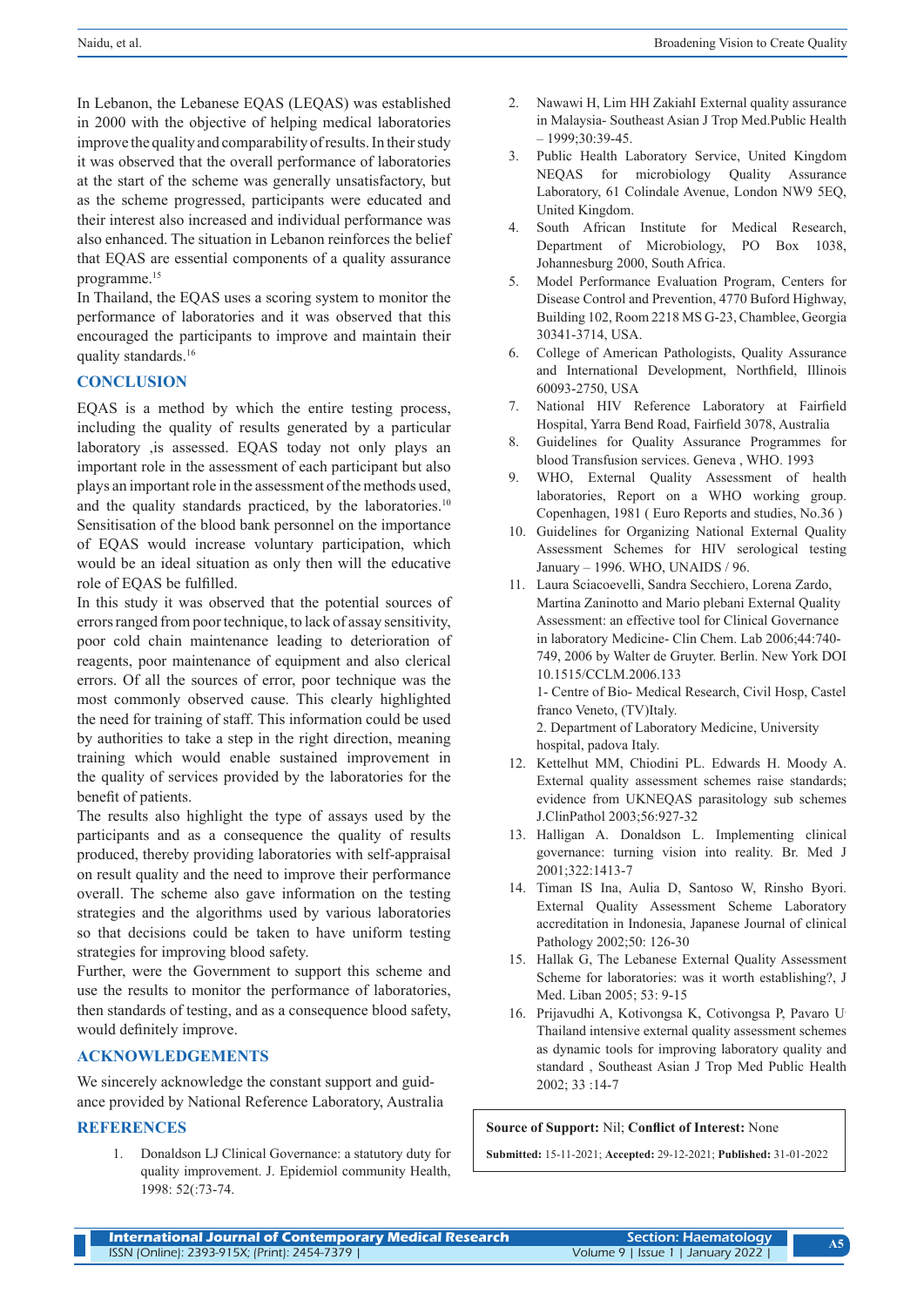In Lebanon, the Lebanese EQAS (LEQAS) was established in 2000 with the objective of helping medical laboratories improve the quality and comparability of results. In their study it was observed that the overall performance of laboratories at the start of the scheme was generally unsatisfactory, but as the scheme progressed, participants were educated and their interest also increased and individual performance was also enhanced. The situation in Lebanon reinforces the belief that EQAS are essential components of a quality assurance programme.[15]

In Thailand, the EQAS uses a scoring system to monitor the performance of laboratories and it was observed that this encouraged the participants to improve and maintain their quality standards.[16]

## CONCLUSION

EQAS is a method by which the entire testing process, including the quality of results generated by a particular laboratory ,is assessed. EQAS today not only plays an important role in the assessment of each participant but also plays an important role in the assessment of the methods used, and the quality standards practiced, by the laboratories.[10] Sensitisation of the blood bank personnel on the importance of EQAS would increase voluntary participation, which would be an ideal situation as only then will the educative role of EQAS be fulfilled.

In this study it was observed that the potential sources of errors ranged from poor technique, to lack of assay sensitivity, poor cold chain maintenance leading to deterioration of reagents, poor maintenance of equipment and also clerical errors. Of all the sources of error, poor technique was the most commonly observed cause. This clearly highlighted the need for training of staff. This information could be used by authorities to take a step in the right direction, meaning training which would enable sustained improvement in the quality of services provided by the laboratories for the benefit of patients.

The results also highlight the type of assays used by the participants and as a consequence the quality of results produced, thereby providing laboratories with self-appraisal on result quality and the need to improve their performance overall. The scheme also gave information on the testing strategies and the algorithms used by various laboratories so that decisions could be taken to have uniform testing strategies for improving blood safety.

Further, were the Government to support this scheme and use the results to monitor the performance of laboratories, then standards of testing, and as a consequence blood safety, would definitely improve.

## ACKNOWLEDGEMENTS

We sincerely acknowledge the constant support and guidance provided by National Reference Laboratory, Australia

## REFERENCES

1. Donaldson LJ Clinical Governance: a statutory duty for quality improvement. J. Epidemiol community Health, 1998: 52(:73-74.
2. Nawawi H, Lim HH ZakiahI External quality assurance in Malaysia- Southeast Asian J Trop Med.Public Health – 1999;30:39-45.
3. Public Health Laboratory Service, United Kingdom NEQAS for microbiology Quality Assurance Laboratory, 61 Colindale Avenue, London NW9 5EQ, United Kingdom.
4. South African Institute for Medical Research, Department of Microbiology, PO Box 1038, Johannesburg 2000, South Africa.
5. Model Performance Evaluation Program, Centers for Disease Control and Prevention, 4770 Buford Highway, Building 102, Room 2218 MS G-23, Chamblee, Georgia 30341-3714, USA.
6. College of American Pathologists, Quality Assurance and International Development, Northfield, Illinois 60093-2750, USA
7. National HIV Reference Laboratory at Fairfield Hospital, Yarra Bend Road, Fairfield 3078, Australia
8. Guidelines for Quality Assurance Programmes for blood Transfusion services. Geneva , WHO. 1993
9. WHO, External Quality Assessment of health laboratories, Report on a WHO working group. Copenhagen, 1981 ( Euro Reports and studies, No.36 )
10. Guidelines for Organizing National External Quality Assessment Schemes for HIV serological testing January – 1996. WHO, UNAIDS / 96.
11. Laura Sciacoevelli, Sandra Secchiero, Lorena Zardo, Martina Zaninotto and Mario plebani External Quality Assessment: an effective tool for Clinical Governance in laboratory Medicine- Clin Chem. Lab 2006;44:740-749, 2006 by Walter de Gruyter. Berlin. New York DOI 10.1515/CCLM.2006.133
    1- Centre of Bio- Medical Research, Civil Hosp, Castel franco Veneto, (TV)Italy.
    2. Department of Laboratory Medicine, University hospital, padova Italy.
12. Kettelhut MM, Chiodini PL. Edwards H. Moody A. External quality assessment schemes raise standards; evidence from UKNEQAS parasitology sub schemes J.ClinPathol 2003;56:927-32
13. Halligan A. Donaldson L. Implementing clinical governance: turning vision into reality. Br. Med J 2001;322:1413-7
14. Timan IS Ina, Aulia D, Santoso W, Rinsho Byori. External Quality Assessment Scheme Laboratory accreditation in Indonesia, Japanese Journal of clinical Pathology 2002;50: 126-30
15. Hallak G, The Lebanese External Quality Assessment Scheme for laboratories: was it worth establishing?, J Med. Liban 2005; 53: 9-15
16. Prijavudhi A, Kotivongsa K, Cotivongsa P, Pavaro U Thailand intensive external quality assessment schemes as dynamic tools for improving laboratory quality and standard , Southeast Asian J Trop Med Public Health 2002; 33 :14-7

**Source of Support:** Nil; **Conflict of Interest:** None

**Submitted:** 15-11-2021; **Accepted:** 29-12-2021; **Published:** 31-01-2022